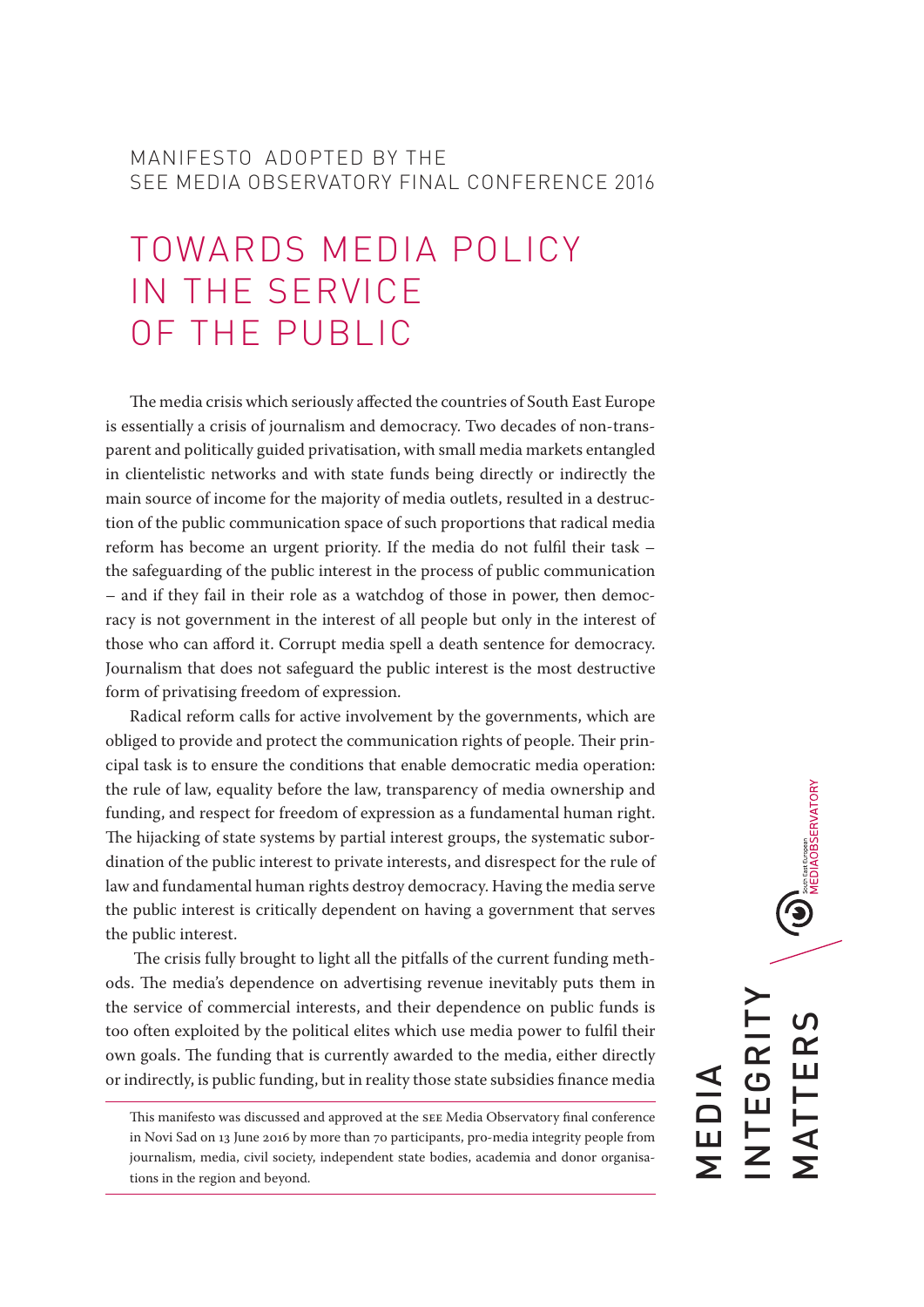MANIFESTO ADOPTED BY THE SEE MEDIA OBSERVATORY FINAL CONFERENCE 2016

# TOWARDS MEDIA POLICY IN THE SERVICE OF THE PUBLIC

The media crisis which seriously affected the countries of South East Europe is essentially a crisis of journalism and democracy. Two decades of non-transparent and politically guided privatisation, with small media markets entangled in clientelistic networks and with state funds being directly or indirectly the main source of income for the majority of media outlets, resulted in a destruction of the public communication space of such proportions that radical media reform has become an urgent priority. If the media do not fulfil their task – the safeguarding of the public interest in the process of public communication – and if they fail in their role as a watchdog of those in power, then democracy is not government in the interest of all people but only in the interest of those who can afford it. Corrupt media spell a death sentence for democracy. Journalism that does not safeguard the public interest is the most destructive form of privatising freedom of expression.

Radical reform calls for active involvement by the governments, which are obliged to provide and protect the communication rights of people. Their principal task is to ensure the conditions that enable democratic media operation: the rule of law, equality before the law, transparency of media ownership and funding, and respect for freedom of expression as a fundamental human right. The hijacking of state systems by partial interest groups, the systematic subordination of the public interest to private interests, and disrespect for the rule of law and fundamental human rights destroy democracy. Having the media serve the public interest is critically dependent on having a government that serves the public interest.

The crisis fully brought to light all the pitfalls of the current funding methods. The media's dependence on advertising revenue inevitably puts them in the service of commercial interests, and their dependence on public funds is too often exploited by the political elites which use media power to fulfil their own goals. The funding that is currently awarded to the media, either directly or indirectly, is public funding, but in reality those state subsidies finance media

This manifesto was discussed and approved at the SEE Media Observatory final conference in Novi Sad on 13 June 2016 by more than 70 participants, pro-media integrity people from journalism, media, civil society, independent state bodies, academia and donor organisations in the region and beyond.

MEDIA INTEGRITY MATTERS

South East European MEDIAOBSERVATORY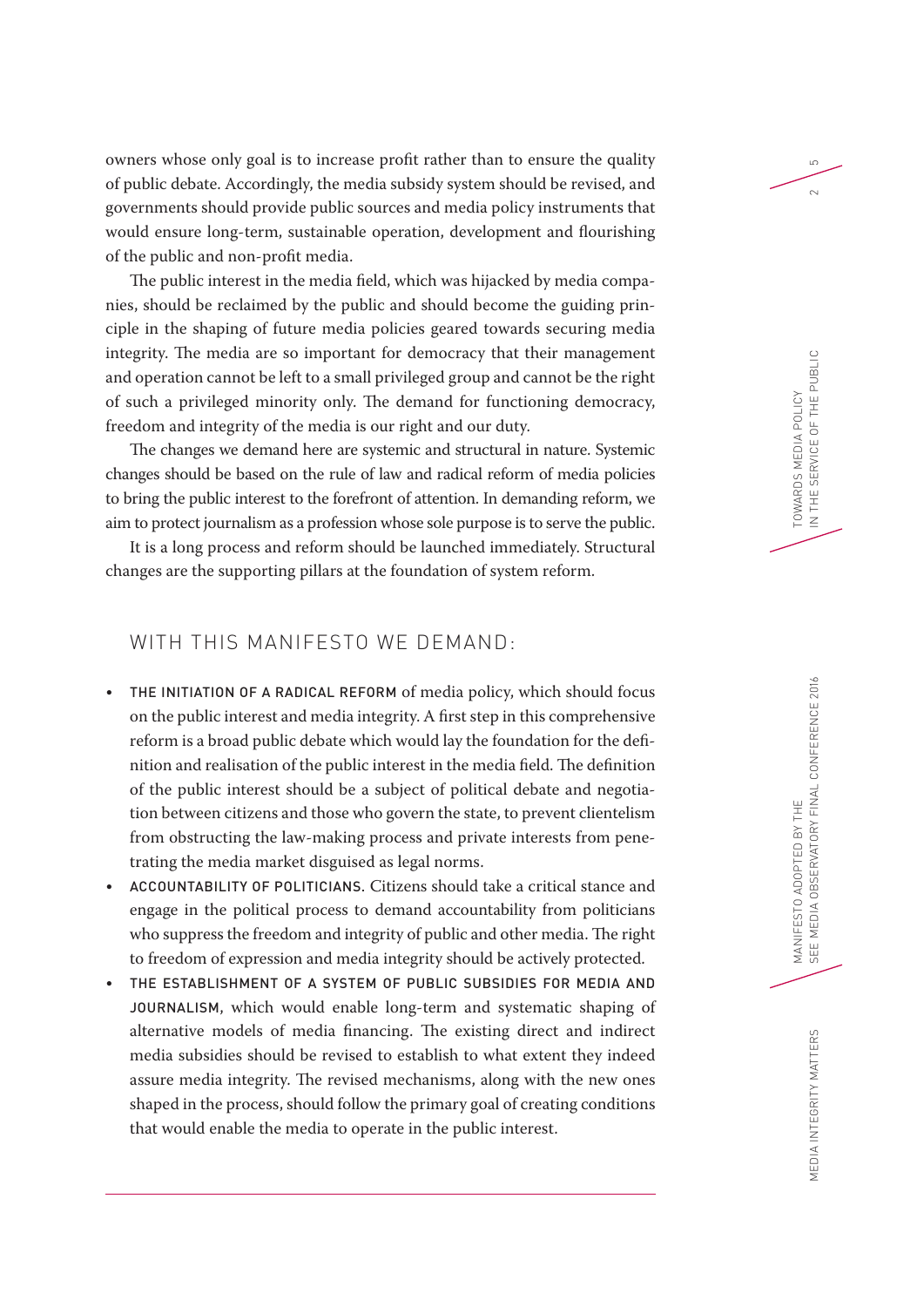owners whose only goal is to increase profit rather than to ensure the quality of public debate. Accordingly, the media subsidy system should be revised, and governments should provide public sources and media policy instruments that would ensure long-term, sustainable operation, development and flourishing of the public and non-profit media.

The public interest in the media field, which was hijacked by media companies, should be reclaimed by the public and should become the guiding principle in the shaping of future media policies geared towards securing media integrity. The media are so important for democracy that their management and operation cannot be left to a small privileged group and cannot be the right of such a privileged minority only. The demand for functioning democracy, freedom and integrity of the media is our right and our duty.

The changes we demand here are systemic and structural in nature. Systemic changes should be based on the rule of law and radical reform of media policies to bring the public interest to the forefront of attention. In demanding reform, we aim to protect journalism as a profession whose sole purpose is to serve the public.

It is a long process and reform should be launched immediately. Structural changes are the supporting pillars at the foundation of system reform.

## WITH THIS MANIFESTO WE DEMAND:

- THE INITIATION OF A RADICAL REFORM of media policy, which should focus on the public interest and media integrity. A first step in this comprehensive reform is a broad public debate which would lay the foundation for the definition and realisation of the public interest in the media field. The definition of the public interest should be a subject of political debate and negotiation between citizens and those who govern the state, to prevent clientelism from obstructing the law-making process and private interests from penetrating the media market disguised as legal norms.
- ACCOUNTABILITY OF POLITICIANS. Citizens should take a critical stance and engage in the political process to demand accountability from politicians who suppress the freedom and integrity of public and other media. The right to freedom of expression and media integrity should be actively protected.
- THE ESTABLISHMENT OF A SYSTEM OF PUBLIC SUBSIDIES FOR MEDIA AND JOURNALISM, which would enable long-term and systematic shaping of alternative models of media financing. The existing direct and indirect media subsidies should be revised to establish to what extent they indeed assure media integrity. The revised mechanisms, along with the new ones shaped in the process, should follow the primary goal of creating conditions that would enable the media to operate in the public interest.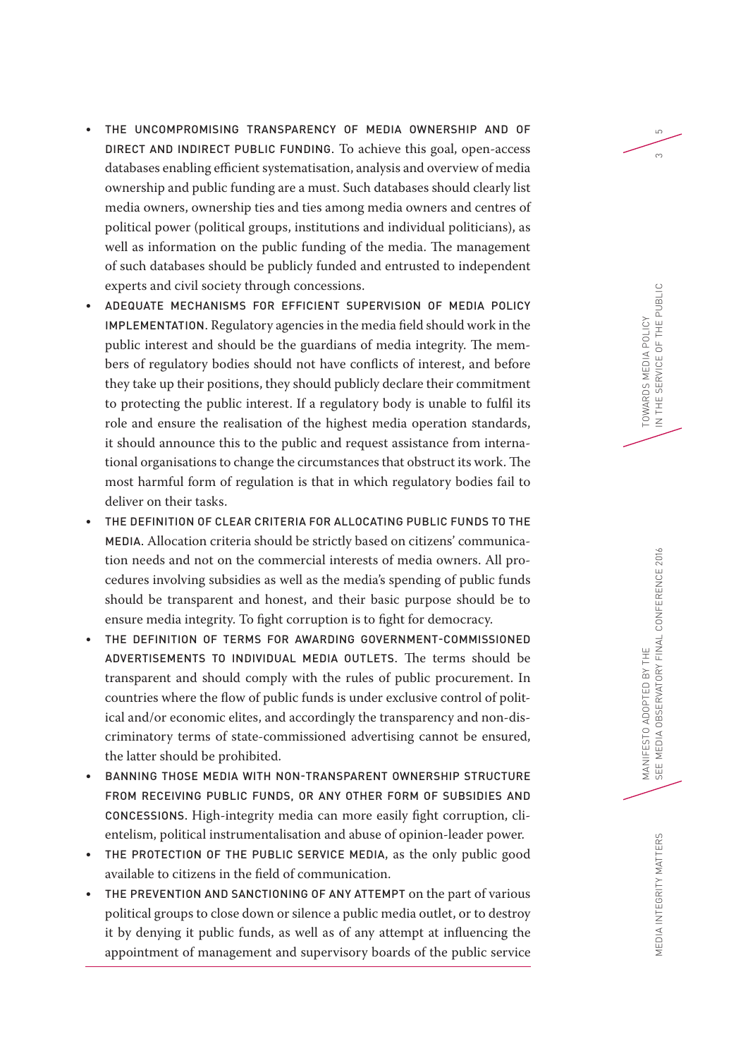- THE UNCOMPROMISING TRANSPARENCY OF MEDIA OWNERSHIP AND OF DIRECT AND INDIRECT PUBLIC FUNDING. To achieve this goal, open-access databases enabling efficient systematisation, analysis and overview of media ownership and public funding are a must. Such databases should clearly list media owners, ownership ties and ties among media owners and centres of political power (political groups, institutions and individual politicians), as well as information on the public funding of the media. The management of such databases should be publicly funded and entrusted to independent experts and civil society through concessions.
- ADEQUATE MECHANISMS FOR EFFICIENT SUPERVISION OF MEDIA POLICY IMPLEMENTATION. Regulatory agencies in the media field should work in the public interest and should be the guardians of media integrity. The members of regulatory bodies should not have conflicts of interest, and before they take up their positions, they should publicly declare their commitment to protecting the public interest. If a regulatory body is unable to fulfil its role and ensure the realisation of the highest media operation standards, it should announce this to the public and request assistance from international organisations to change the circumstances that obstruct its work. The most harmful form of regulation is that in which regulatory bodies fail to deliver on their tasks.
- THE DEFINITION OF CLEAR CRITERIA FOR ALLOCATING PUBLIC FUNDS TO THE MEDIA. Allocation criteria should be strictly based on citizens' communication needs and not on the commercial interests of media owners. All procedures involving subsidies as well as the media's spending of public funds should be transparent and honest, and their basic purpose should be to ensure media integrity. To fight corruption is to fight for democracy.
- THE DEFINITION OF TERMS FOR AWARDING GOVERNMENT-COMMISSIONED ADVERTISEMENTS TO INDIVIDUAL MEDIA OUTLETS. The terms should be transparent and should comply with the rules of public procurement. In countries where the flow of public funds is under exclusive control of political and/or economic elites, and accordingly the transparency and non-discriminatory terms of state-commissioned advertising cannot be ensured, the latter should be prohibited.
- BANNING THOSE MEDIA WITH NON-TRANSPARENT OWNERSHIP STRUCTURE FROM RECEIVING PUBLIC FUNDS, OR ANY OTHER FORM OF SUBSIDIES AND CONCESSIONS. High-integrity media can more easily fight corruption, clientelism, political instrumentalisation and abuse of opinion-leader power.
- THE PROTECTION OF THE PUBLIC SERVICE MEDIA, as the only public good available to citizens in the field of communication.
- THE PREVENTION AND SANCTIONING OF ANY ATTEMPT on the part of various political groups to close down or silence a public media outlet, or to destroy it by denying it public funds, as well as of any attempt at influencing the appointment of management and supervisory boards of the public service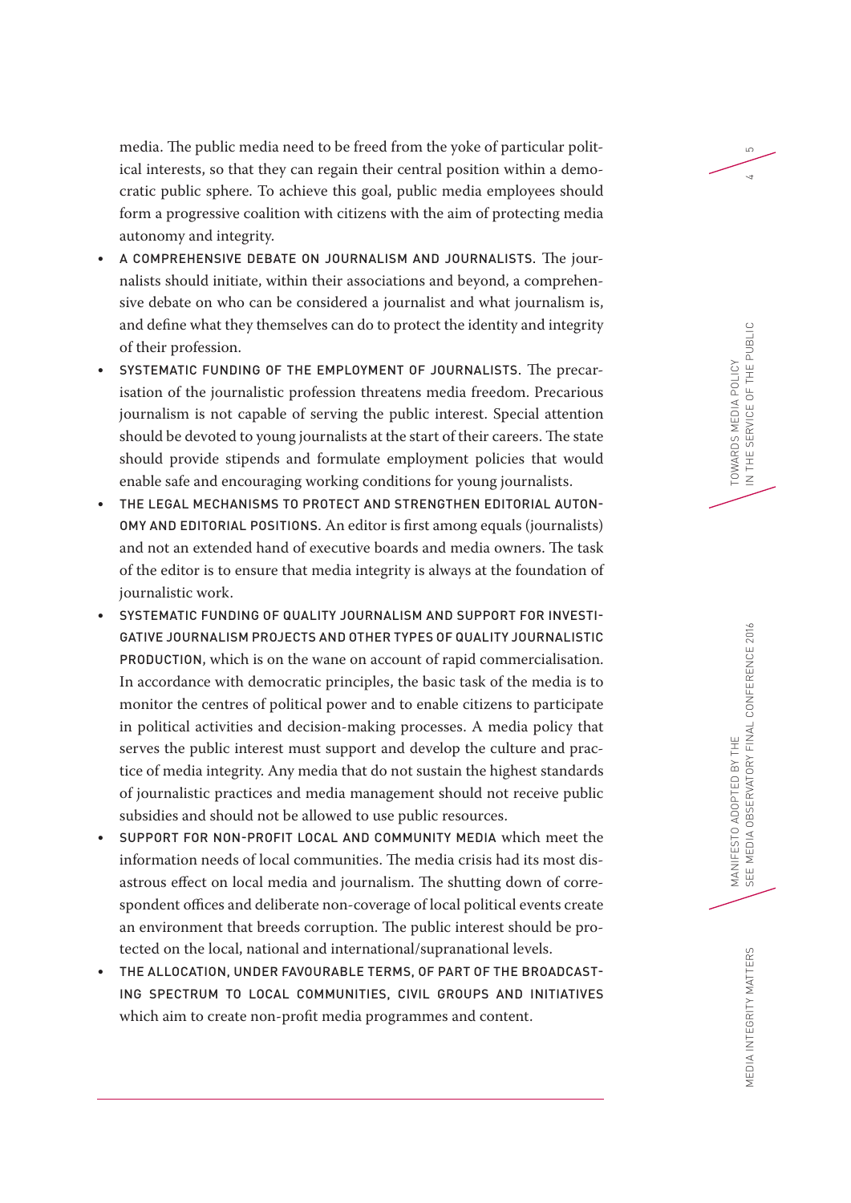media. The public media need to be freed from the yoke of particular political interests, so that they can regain their central position within a democratic public sphere. To achieve this goal, public media employees should form a progressive coalition with citizens with the aim of protecting media autonomy and integrity.

- A COMPREHENSIVE DEBATE ON JOURNALISM AND JOURNALISTS. The journalists should initiate, within their associations and beyond, a comprehensive debate on who can be considered a journalist and what journalism is, and define what they themselves can do to protect the identity and integrity of their profession.
- SYSTEMATIC FUNDING OF THE EMPLOYMENT OF JOURNALISTS. The precarisation of the journalistic profession threatens media freedom. Precarious journalism is not capable of serving the public interest. Special attention should be devoted to young journalists at the start of their careers. The state should provide stipends and formulate employment policies that would enable safe and encouraging working conditions for young journalists.
- THE LEGAL MECHANISMS TO PROTECT AND STRENGTHEN EDITORIAL AUTONOMY AND EDITORIAL POSITIONS. An editor is first among equals (journalists) and not an extended hand of executive boards and media owners. The task of the editor is to ensure that media integrity is always at the foundation of journalistic work.
- SYSTEMATIC FUNDING OF QUALITY JOURNALISM AND SUPPORT FOR INVESTIGATIVE JOURNALISM PROJECTS AND OTHER TYPES OF QUALITY JOURNALISTIC PRODUCTION, which is on the wane on account of rapid commercialisation. In accordance with democratic principles, the basic task of the media is to monitor the centres of political power and to enable citizens to participate in political activities and decision-making processes. A media policy that serves the public interest must support and develop the culture and practice of media integrity. Any media that do not sustain the highest standards of journalistic practices and media management should not receive public subsidies and should not be allowed to use public resources.
- SUPPORT FOR NON-PROFIT LOCAL AND COMMUNITY MEDIA which meet the information needs of local communities. The media crisis had its most disastrous effect on local media and journalism. The shutting down of correspondent offices and deliberate non-coverage of local political events create an environment that breeds corruption. The public interest should be protected on the local, national and international/supranational levels.
- THE ALLOCATION, UNDER FAVOURABLE TERMS, OF PART OF THE BROADCASTING SPECTRUM TO LOCAL COMMUNITIES, CIVIL GROUPS AND INITIATIVES which aim to create non-profit media programmes and content.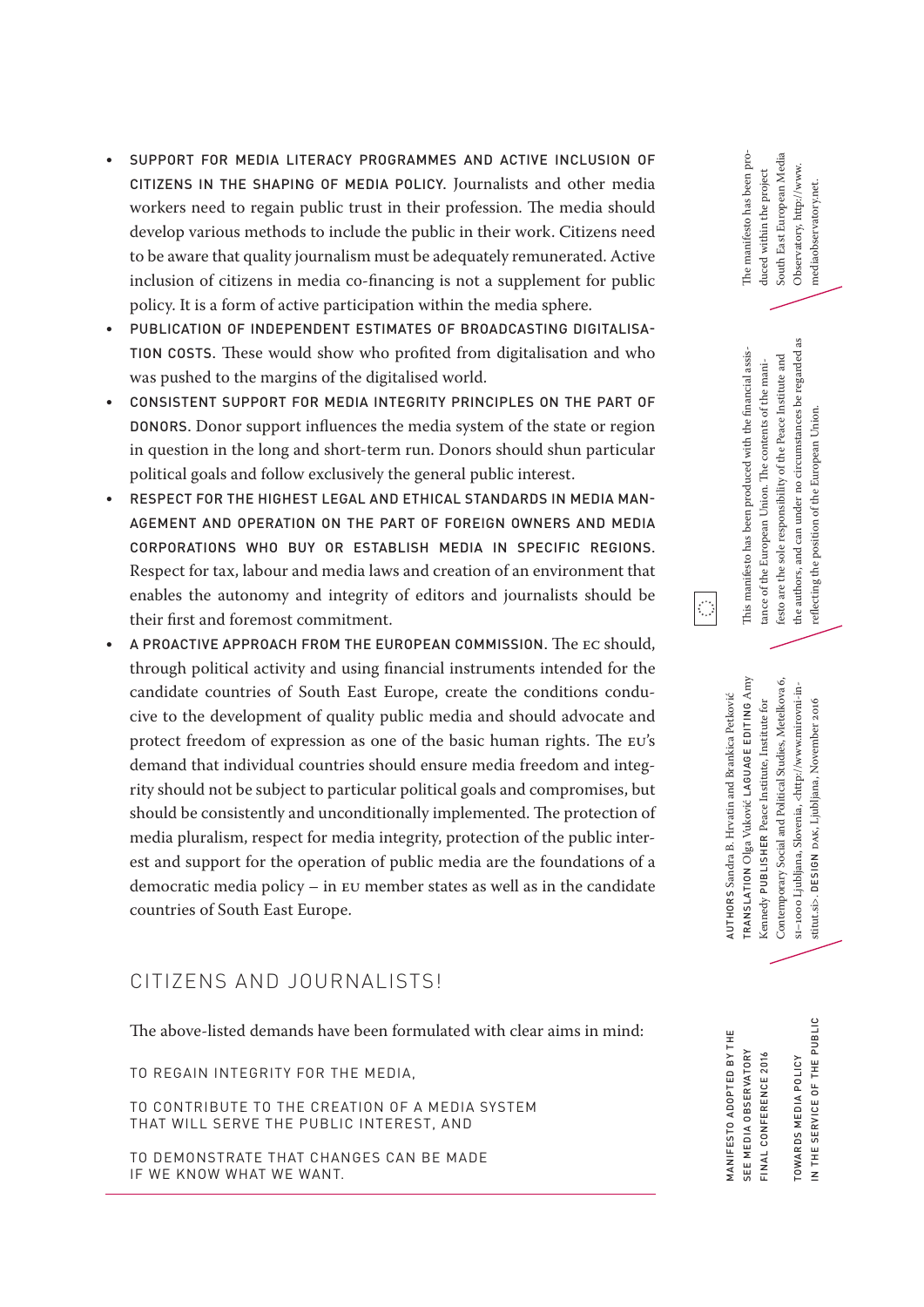- SUPPORT FOR MEDIA LITERACY PROGRAMMES AND ACTIVE INCLUSION OF CITIZENS IN THE SHAPING OF MEDIA POLICY. Journalists and other media workers need to regain public trust in their profession. The media should develop various methods to include the public in their work. Citizens need to be aware that quality journalism must be adequately remunerated. Active inclusion of citizens in media co-financing is not a supplement for public policy. It is a form of active participation within the media sphere.
- PUBLICATION OF INDEPENDENT ESTIMATES OF BROADCASTING DIGITALISATION COSTS. These would show who profited from digitalisation and who was pushed to the margins of the digitalised world.
- CONSISTENT SUPPORT FOR MEDIA INTEGRITY PRINCIPLES ON THE PART OF DONORS. Donor support influences the media system of the state or region in question in the long and short-term run. Donors should shun particular political goals and follow exclusively the general public interest.
- RESPECT FOR THE HIGHEST LEGAL AND ETHICAL STANDARDS IN MEDIA MANAGEMENT AND OPERATION ON THE PART OF FOREIGN OWNERS AND MEDIA CORPORATIONS WHO BUY OR ESTABLISH MEDIA IN SPECIFIC REGIONS. Respect for tax, labour and media laws and creation of an environment that enables the autonomy and integrity of editors and journalists should be their first and foremost commitment.
- A PROACTIVE APPROACH FROM THE EUROPEAN COMMISSION. The EC should, through political activity and using financial instruments intended for the candidate countries of South East Europe, create the conditions conducive to the development of quality public media and should advocate and protect freedom of expression as one of the basic human rights. The EU's demand that individual countries should ensure media freedom and integrity should not be subject to particular political goals and compromises, but should be consistently and unconditionally implemented. The protection of media pluralism, respect for media integrity, protection of the public interest and support for the operation of public media are the foundations of a democratic media policy – in EU member states as well as in the candidate countries of South East Europe.

## CITIZENS AND JOURNALISTS!

The above-listed demands have been formulated with clear aims in mind:

TO REGAIN INTEGRITY FOR THE MEDIA,

TO CONTRIBUTE TO THE CREATION OF A MEDIA SYSTEM THAT WILL SERVE THE PUBLIC INTEREST, AND

TO DEMONSTRATE THAT CHANGES CAN BE MADE IF WE KNOW WHAT WE WANT.

---

MANIFESTO ADOPTED BY THE SEE MEDIA OBSERVATORY FINAL CONFERENCE 2016

TOWARDS MEDIA POLICY IN THE SERVICE OF THE PUBLIC

AUTHORS Sandra B. Hrvatin and Brankica Petković TRANSLATION Olga Vuković LAGUAGE EDITING Amy Kennedy PUBLISHER Peace Institute, Institute for Contemporary Social and Political Studies, Metelkova 6, SI–1000 Ljubljana, Slovenia, <http://www.mirovni-institut.si>. DESIGN DAK, Ljubljana, November 2016

This manifesto has been produced with the financial assistance of the European Union. The contents of the manifesto are the sole responsibility of the Peace Institute and the authors, and can under no circumstances be regarded as reflecting the position of the European Union.

The manifesto has been produced within the project South East European Media Observatory, http://www.mediaobservatory.net.